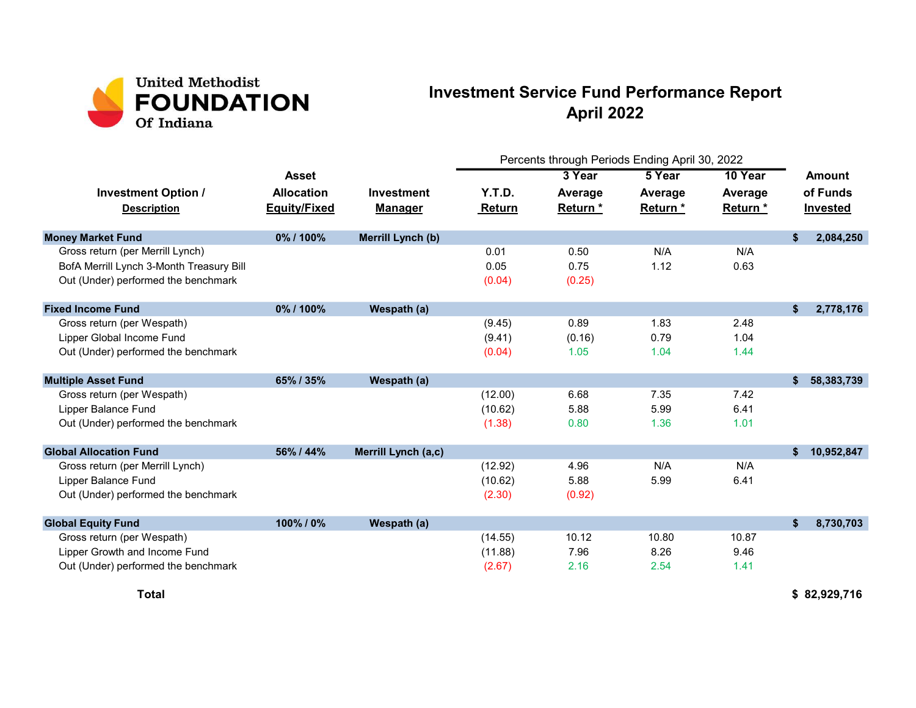United Methodist
FOUNDATION
Of Indiana

# Investment Service Fund Performance Report
## April 2022

| Investment Option / Description | Asset Allocation Equity/Fixed | Investment Manager | Y.T.D. Return | 3 Year Average Return * | 5 Year Average Return * | 10 Year Average Return * | Amount of Funds Invested |
|---|---|---|---|---|---|---|---|
| | | | Percents through Periods Ending April 30, 2022 | | | | |
| **Money Market Fund** | **0% / 100%** | **Merrill Lynch (b)** | | | | | **$ 2,084,250** |
| Gross return (per Merrill Lynch) | | | 0.01 | 0.50 | N/A | N/A | |
| BofA Merrill Lynch 3-Month Treasury Bill | | | 0.05 | 0.75 | 1.12 | 0.63 | |
| Out (Under) performed the benchmark | | | (0.04) | (0.25) | | | |
| **Fixed Income Fund** | **0% / 100%** | **Wespath (a)** | | | | | **$ 2,778,176** |
| Gross return (per Wespath) | | | (9.45) | 0.89 | 1.83 | 2.48 | |
| Lipper Global Income Fund | | | (9.41) | (0.16) | 0.79 | 1.04 | |
| Out (Under) performed the benchmark | | | (0.04) | 1.05 | 1.04 | 1.44 | |
| **Multiple Asset Fund** | **65% / 35%** | **Wespath (a)** | | | | | **$ 58,383,739** |
| Gross return (per Wespath) | | | (12.00) | 6.68 | 7.35 | 7.42 | |
| Lipper Balance Fund | | | (10.62) | 5.88 | 5.99 | 6.41 | |
| Out (Under) performed the benchmark | | | (1.38) | 0.80 | 1.36 | 1.01 | |
| **Global Allocation Fund** | **56% / 44%** | **Merrill Lynch (a,c)** | | | | | **$ 10,952,847** |
| Gross return (per Merrill Lynch) | | | (12.92) | 4.96 | N/A | N/A | |
| Lipper Balance Fund | | | (10.62) | 5.88 | 5.99 | 6.41 | |
| Out (Under) performed the benchmark | | | (2.30) | (0.92) | | | |
| **Global Equity Fund** | **100% / 0%** | **Wespath (a)** | | | | | **$ 8,730,703** |
| Gross return (per Wespath) | | | (14.55) | 10.12 | 10.80 | 10.87 | |
| Lipper Growth and Income Fund | | | (11.88) | 7.96 | 8.26 | 9.46 | |
| Out (Under) performed the benchmark | | | (2.67) | 2.16 | 2.54 | 1.41 | |
| **Total** | | | | | | | **$ 82,929,716** |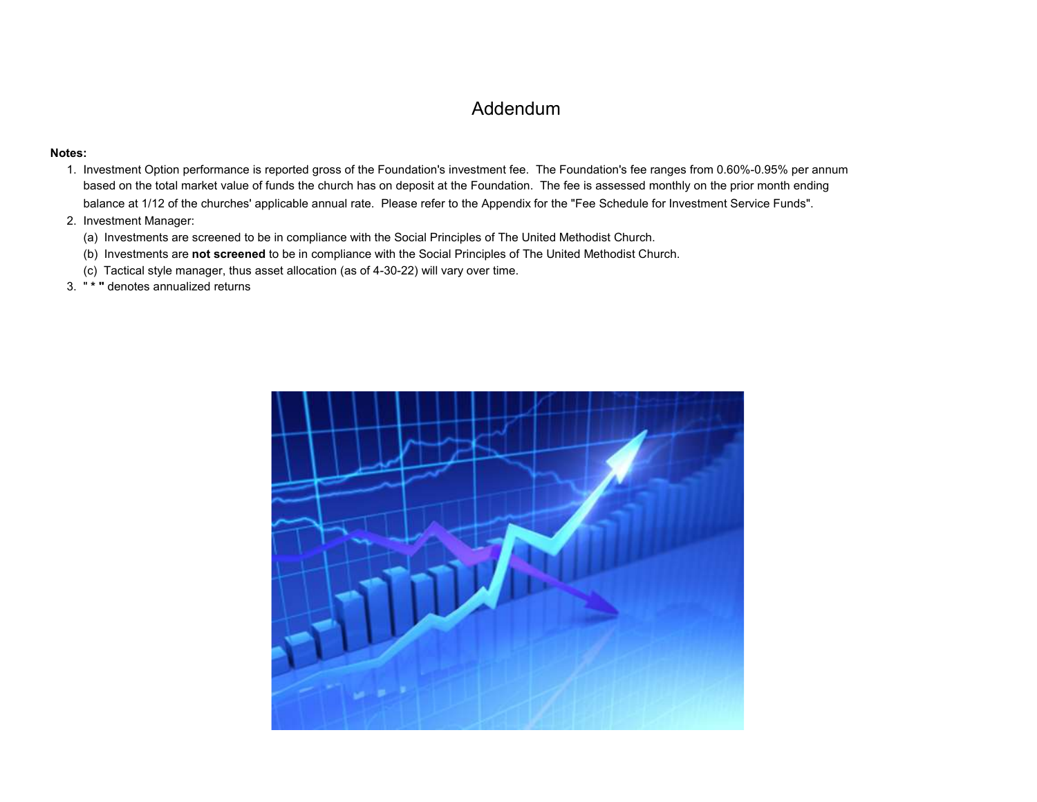# Addendum

**Notes:**

1. Investment Option performance is reported gross of the Foundation's investment fee. The Foundation's fee ranges from 0.60%-0.95% per annum based on the total market value of funds the church has on deposit at the Foundation. The fee is assessed monthly on the prior month ending balance at 1/12 of the churches' applicable annual rate. Please refer to the Appendix for the "Fee Schedule for Investment Service Funds".
2. Investment Manager:
   (a) Investments are screened to be in compliance with the Social Principles of The United Methodist Church.
   (b) Investments are **not screened** to be in compliance with the Social Principles of The United Methodist Church.
   (c) Tactical style manager, thus asset allocation (as of 4-30-22) will vary over time.
3. "**\***" denotes annualized returns